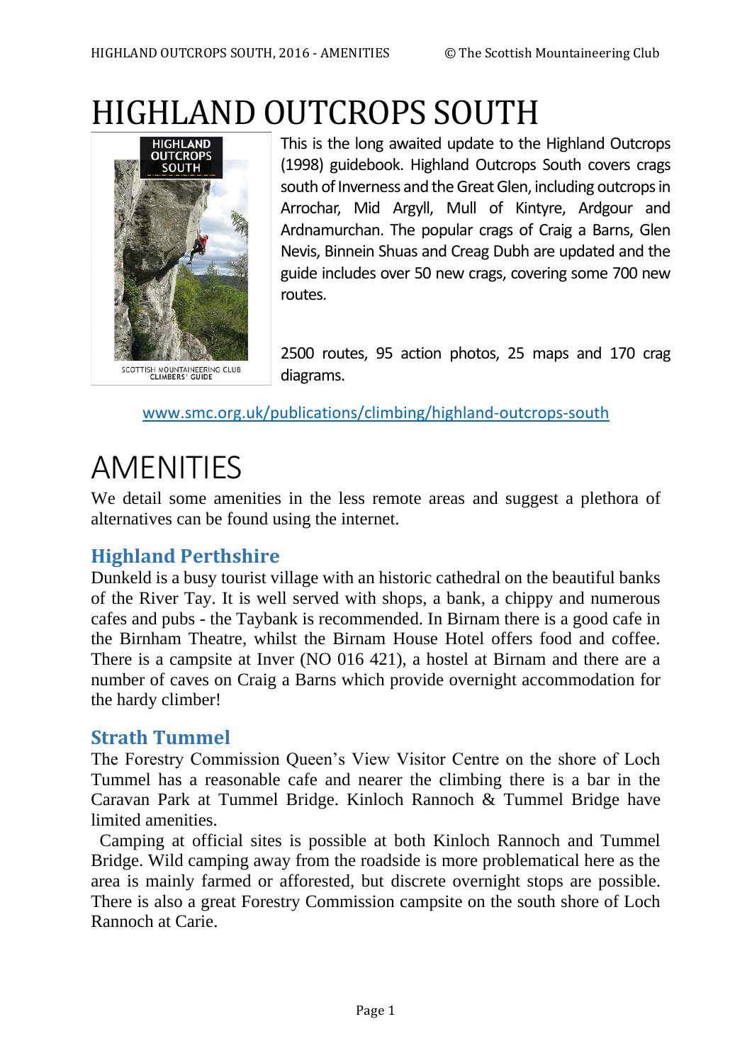# HIGHLAND OUTCROPS SOUTH

This is the long awaited update to the Highland Outcrops (1998) guidebook. Highland Outcrops South covers crags south of Inverness and the Great Glen, including outcrops in Arrochar, Mid Argyll, Mull of Kintyre, Ardgour and Ardnamurchan. The popular crags of Craig a Barns, Glen Nevis, Binnein Shuas and Creag Dubh are updated and the guide includes over 50 new crags, covering some 700 new routes.

2500 routes, 95 action photos, 25 maps and 170 crag diagrams.

www.smc.org.uk/publications/climbing/highland-outcrops-south

# AMENITIES

We detail some amenities in the less remote areas and suggest a plethora of alternatives can be found using the internet.

## Highland Perthshire

Dunkeld is a busy tourist village with an historic cathedral on the beautiful banks of the River Tay. It is well served with shops, a bank, a chippy and numerous cafes and pubs - the Taybank is recommended. In Birnam there is a good cafe in the Birnham Theatre, whilst the Birnam House Hotel offers food and coffee. There is a campsite at Inver (NO 016 421), a hostel at Birnam and there are a number of caves on Craig a Barns which provide overnight accommodation for the hardy climber!

## Strath Tummel

The Forestry Commission Queen's View Visitor Centre on the shore of Loch Tummel has a reasonable cafe and nearer the climbing there is a bar in the Caravan Park at Tummel Bridge. Kinloch Rannoch & Tummel Bridge have limited amenities.

Camping at official sites is possible at both Kinloch Rannoch and Tummel Bridge. Wild camping away from the roadside is more problematical here as the area is mainly farmed or afforested, but discrete overnight stops are possible. There is also a great Forestry Commission campsite on the south shore of Loch Rannoch at Carie.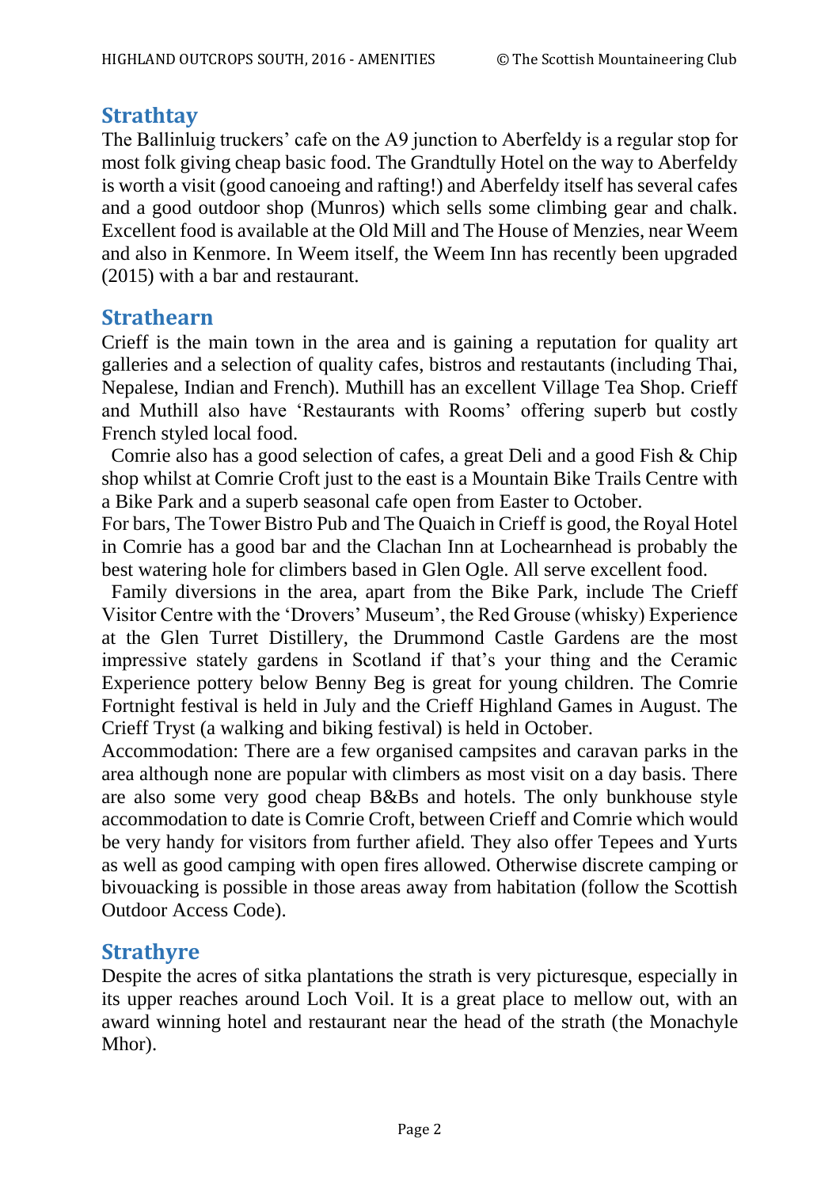## Strathtay

The Ballinluig truckers' cafe on the A9 junction to Aberfeldy is a regular stop for most folk giving cheap basic food. The Grandtully Hotel on the way to Aberfeldy is worth a visit (good canoeing and rafting!) and Aberfeldy itself has several cafes and a good outdoor shop (Munros) which sells some climbing gear and chalk. Excellent food is available at the Old Mill and The House of Menzies, near Weem and also in Kenmore. In Weem itself, the Weem Inn has recently been upgraded (2015) with a bar and restaurant.

## Strathearn

Crieff is the main town in the area and is gaining a reputation for quality art galleries and a selection of quality cafes, bistros and restautants (including Thai, Nepalese, Indian and French). Muthill has an excellent Village Tea Shop. Crieff and Muthill also have 'Restaurants with Rooms' offering superb but costly French styled local food.

Comrie also has a good selection of cafes, a great Deli and a good Fish & Chip shop whilst at Comrie Croft just to the east is a Mountain Bike Trails Centre with a Bike Park and a superb seasonal cafe open from Easter to October.

For bars, The Tower Bistro Pub and The Quaich in Crieff is good, the Royal Hotel in Comrie has a good bar and the Clachan Inn at Lochearnhead is probably the best watering hole for climbers based in Glen Ogle. All serve excellent food.

Family diversions in the area, apart from the Bike Park, include The Crieff Visitor Centre with the 'Drovers' Museum', the Red Grouse (whisky) Experience at the Glen Turret Distillery, the Drummond Castle Gardens are the most impressive stately gardens in Scotland if that's your thing and the Ceramic Experience pottery below Benny Beg is great for young children. The Comrie Fortnight festival is held in July and the Crieff Highland Games in August. The Crieff Tryst (a walking and biking festival) is held in October.

Accommodation: There are a few organised campsites and caravan parks in the area although none are popular with climbers as most visit on a day basis. There are also some very good cheap B&Bs and hotels. The only bunkhouse style accommodation to date is Comrie Croft, between Crieff and Comrie which would be very handy for visitors from further afield. They also offer Tepees and Yurts as well as good camping with open fires allowed. Otherwise discrete camping or bivouacking is possible in those areas away from habitation (follow the Scottish Outdoor Access Code).

## Strathyre

Despite the acres of sitka plantations the strath is very picturesque, especially in its upper reaches around Loch Voil. It is a great place to mellow out, with an award winning hotel and restaurant near the head of the strath (the Monachyle Mhor).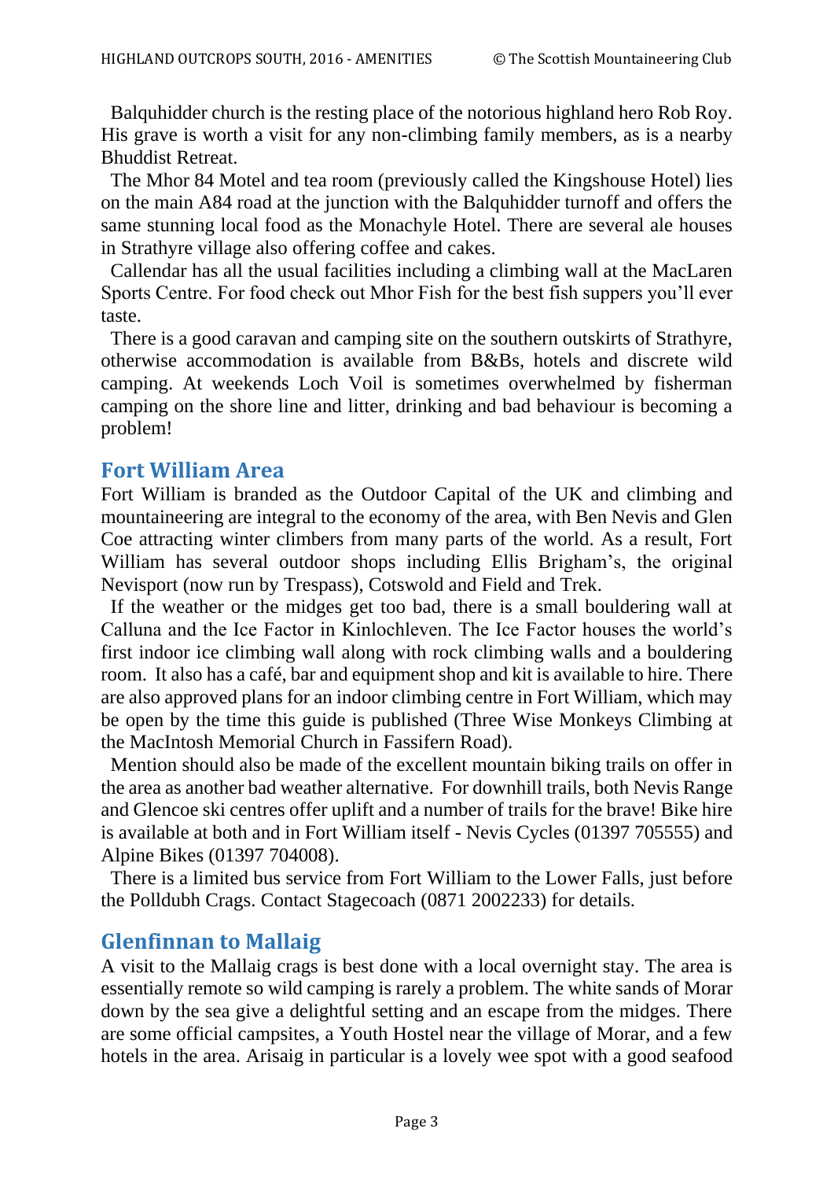Balquhidder church is the resting place of the notorious highland hero Rob Roy. His grave is worth a visit for any non-climbing family members, as is a nearby Bhuddist Retreat.

The Mhor 84 Motel and tea room (previously called the Kingshouse Hotel) lies on the main A84 road at the junction with the Balquhidder turnoff and offers the same stunning local food as the Monachyle Hotel. There are several ale houses in Strathyre village also offering coffee and cakes.

Callendar has all the usual facilities including a climbing wall at the MacLaren Sports Centre. For food check out Mhor Fish for the best fish suppers you'll ever taste.

There is a good caravan and camping site on the southern outskirts of Strathyre, otherwise accommodation is available from B&Bs, hotels and discrete wild camping. At weekends Loch Voil is sometimes overwhelmed by fisherman camping on the shore line and litter, drinking and bad behaviour is becoming a problem!

## Fort William Area

Fort William is branded as the Outdoor Capital of the UK and climbing and mountaineering are integral to the economy of the area, with Ben Nevis and Glen Coe attracting winter climbers from many parts of the world. As a result, Fort William has several outdoor shops including Ellis Brigham's, the original Nevisport (now run by Trespass), Cotswold and Field and Trek.

If the weather or the midges get too bad, there is a small bouldering wall at Calluna and the Ice Factor in Kinlochleven. The Ice Factor houses the world's first indoor ice climbing wall along with rock climbing walls and a bouldering room. It also has a café, bar and equipment shop and kit is available to hire. There are also approved plans for an indoor climbing centre in Fort William, which may be open by the time this guide is published (Three Wise Monkeys Climbing at the MacIntosh Memorial Church in Fassifern Road).

Mention should also be made of the excellent mountain biking trails on offer in the area as another bad weather alternative. For downhill trails, both Nevis Range and Glencoe ski centres offer uplift and a number of trails for the brave! Bike hire is available at both and in Fort William itself - Nevis Cycles (01397 705555) and Alpine Bikes (01397 704008).

There is a limited bus service from Fort William to the Lower Falls, just before the Polldubh Crags. Contact Stagecoach (0871 2002233) for details.

## Glenfinnan to Mallaig

A visit to the Mallaig crags is best done with a local overnight stay. The area is essentially remote so wild camping is rarely a problem. The white sands of Morar down by the sea give a delightful setting and an escape from the midges. There are some official campsites, a Youth Hostel near the village of Morar, and a few hotels in the area. Arisaig in particular is a lovely wee spot with a good seafood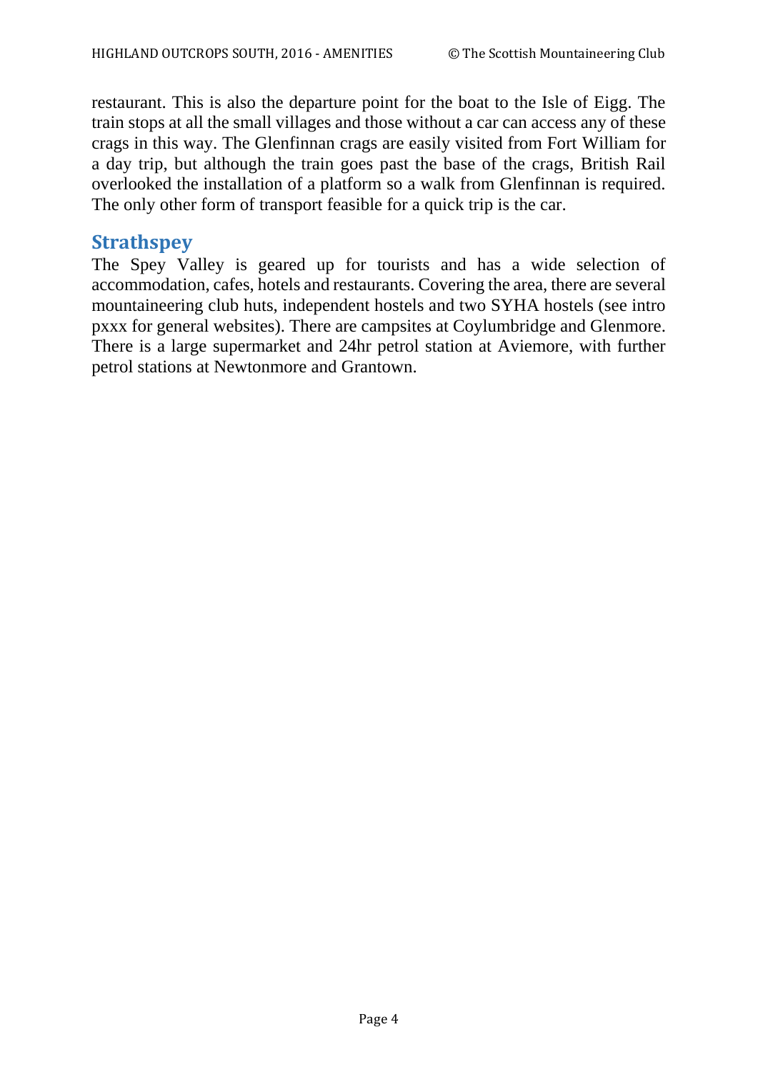restaurant. This is also the departure point for the boat to the Isle of Eigg. The train stops at all the small villages and those without a car can access any of these crags in this way. The Glenfinnan crags are easily visited from Fort William for a day trip, but although the train goes past the base of the crags, British Rail overlooked the installation of a platform so a walk from Glenfinnan is required. The only other form of transport feasible for a quick trip is the car.

## Strathspey

The Spey Valley is geared up for tourists and has a wide selection of accommodation, cafes, hotels and restaurants. Covering the area, there are several mountaineering club huts, independent hostels and two SYHA hostels (see intro pxxx for general websites). There are campsites at Coylumbridge and Glenmore. There is a large supermarket and 24hr petrol station at Aviemore, with further petrol stations at Newtonmore and Grantown.